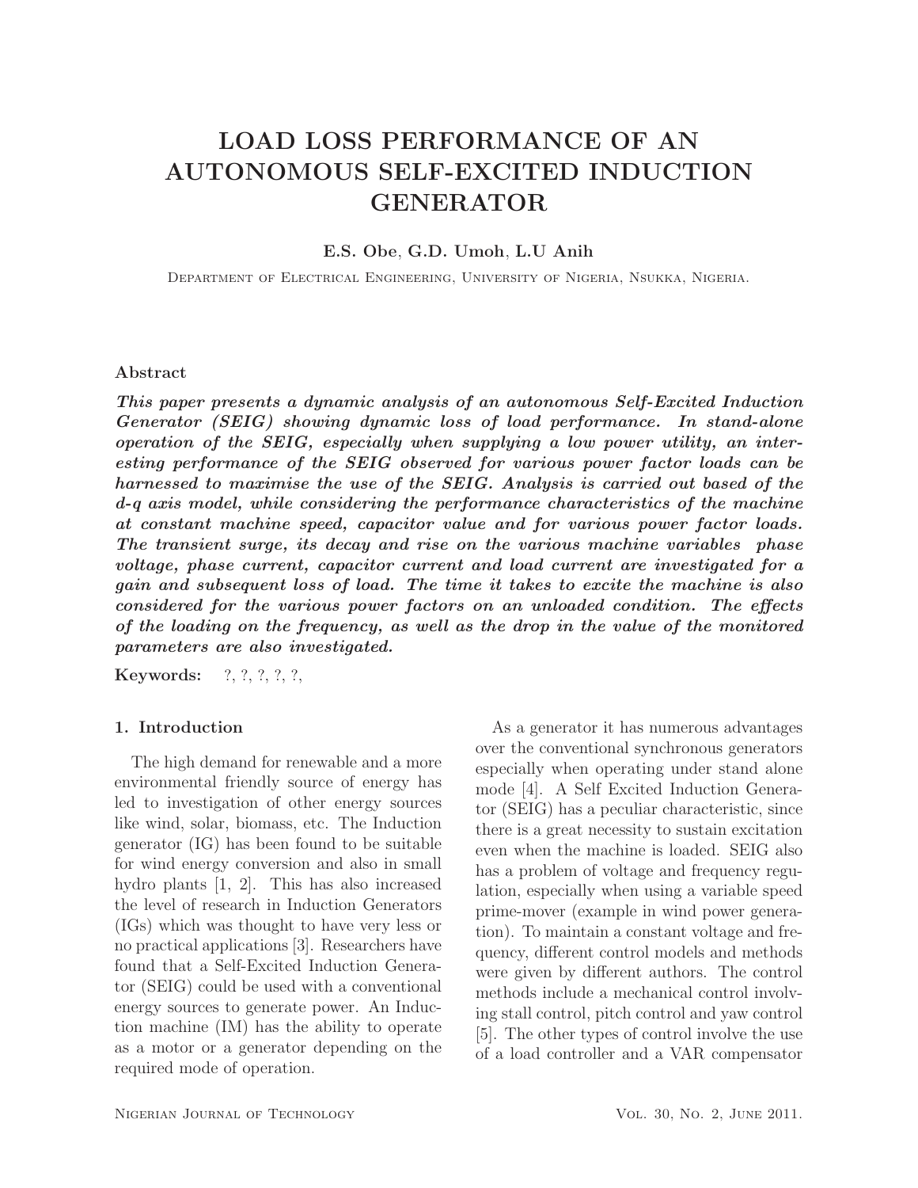# LOAD LOSS PERFORMANCE OF AN AUTONOMOUS SELF-EXCITED INDUCTION GENERATOR

**E.S. Obe**, **G.D. Umoh**, **L.U Anih**

Department of Electrical Engineering, University of Nigeria, Nsukka, Nigeria.

### Abstract

***This paper presents a dynamic analysis of an autonomous Self-Excited Induction Generator (SEIG) showing dynamic loss of load performance. In stand-alone operation of the SEIG, especially when supplying a low power utility, an interesting performance of the SEIG observed for various power factor loads can be harnessed to maximise the use of the SEIG. Analysis is carried out based of the d-q axis model, while considering the performance characteristics of the machine at constant machine speed, capacitor value and for various power factor loads. The transient surge, its decay and rise on the various machine variables phase voltage, phase current, capacitor current and load current are investigated for a gain and subsequent loss of load. The time it takes to excite the machine is also considered for the various power factors on an unloaded condition. The effects of the loading on the frequency, as well as the drop in the value of the monitored parameters are also investigated.***

**Keywords:** ?, ?, ?, ?, ?,

### 1. Introduction

The high demand for renewable and a more environmental friendly source of energy has led to investigation of other energy sources like wind, solar, biomass, etc. The Induction generator (IG) has been found to be suitable for wind energy conversion and also in small hydro plants [1, 2]. This has also increased the level of research in Induction Generators (IGs) which was thought to have very less or no practical applications [3]. Researchers have found that a Self-Excited Induction Generator (SEIG) could be used with a conventional energy sources to generate power. An Induction machine (IM) has the ability to operate as a motor or a generator depending on the required mode of operation.

As a generator it has numerous advantages over the conventional synchronous generators especially when operating under stand alone mode [4]. A Self Excited Induction Generator (SEIG) has a peculiar characteristic, since there is a great necessity to sustain excitation even when the machine is loaded. SEIG also has a problem of voltage and frequency regulation, especially when using a variable speed prime-mover (example in wind power generation). To maintain a constant voltage and frequency, different control models and methods were given by different authors. The control methods include a mechanical control involving stall control, pitch control and yaw control [5]. The other types of control involve the use of a load controller and a VAR compensator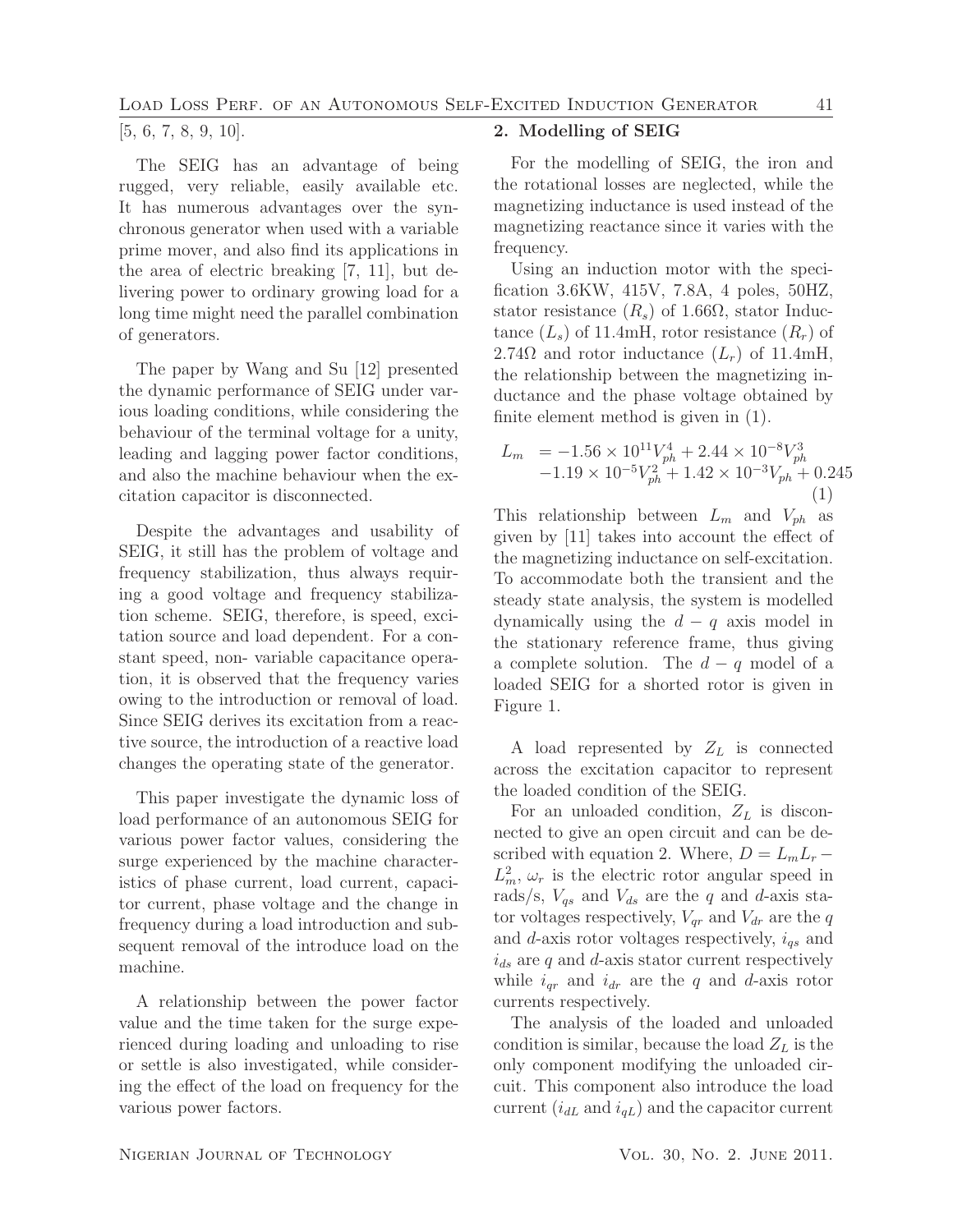[5, 6, 7, 8, 9, 10].

The SEIG has an advantage of being rugged, very reliable, easily available etc. It has numerous advantages over the synchronous generator when used with a variable prime mover, and also find its applications in the area of electric breaking [7, 11], but delivering power to ordinary growing load for a long time might need the parallel combination of generators.

The paper by Wang and Su [12] presented the dynamic performance of SEIG under various loading conditions, while considering the behaviour of the terminal voltage for a unity, leading and lagging power factor conditions, and also the machine behaviour when the excitation capacitor is disconnected.

Despite the advantages and usability of SEIG, it still has the problem of voltage and frequency stabilization, thus always requiring a good voltage and frequency stabilization scheme. SEIG, therefore, is speed, excitation source and load dependent. For a constant speed, non- variable capacitance operation, it is observed that the frequency varies owing to the introduction or removal of load. Since SEIG derives its excitation from a reactive source, the introduction of a reactive load changes the operating state of the generator.

This paper investigate the dynamic loss of load performance of an autonomous SEIG for various power factor values, considering the surge experienced by the machine characteristics of phase current, load current, capacitor current, phase voltage and the change in frequency during a load introduction and subsequent removal of the introduce load on the machine.

A relationship between the power factor value and the time taken for the surge experienced during loading and unloading to rise or settle is also investigated, while considering the effect of the load on frequency for the various power factors.

## 2. Modelling of SEIG

For the modelling of SEIG, the iron and the rotational losses are neglected, while the magnetizing inductance is used instead of the magnetizing reactance since it varies with the frequency.

Using an induction motor with the specification 3.6KW, 415V, 7.8A, 4 poles, 50HZ, stator resistance ($R_s$) of 1.66Ω, stator Inductance ($L_s$) of 11.4mH, rotor resistance ($R_r$) of 2.74Ω and rotor inductance ($L_r$) of 11.4mH, the relationship between the magnetizing inductance and the phase voltage obtained by finite element method is given in (1).

$$L_m = -1.56 \times 10^{11} V_{ph}^4 + 2.44 \times 10^{-8} V_{ph}^3 - 1.19 \times 10^{-5} V_{ph}^2 + 1.42 \times 10^{-3} V_{ph} + 0.245 \quad (1)$$

This relationship between $L_m$ and $V_{ph}$ as given by [11] takes into account the effect of the magnetizing inductance on self-excitation. To accommodate both the transient and the steady state analysis, the system is modelled dynamically using the $d-q$ axis model in the stationary reference frame, thus giving a complete solution. The $d-q$ model of a loaded SEIG for a shorted rotor is given in Figure 1.

A load represented by $Z_L$ is connected across the excitation capacitor to represent the loaded condition of the SEIG.

For an unloaded condition, $Z_L$ is disconnected to give an open circuit and can be described with equation 2. Where, $D = L_m L_r - L_m^2$, $\omega_r$ is the electric rotor angular speed in rads/s, $V_{qs}$ and $V_{ds}$ are the $q$ and $d$-axis stator voltages respectively, $V_{qr}$ and $V_{dr}$ are the $q$ and $d$-axis rotor voltages respectively, $i_{qs}$ and $i_{ds}$ are $q$ and $d$-axis stator current respectively while $i_{qr}$ and $i_{dr}$ are the $q$ and $d$-axis rotor currents respectively.

The analysis of the loaded and unloaded condition is similar, because the load $Z_L$ is the only component modifying the unloaded circuit. This component also introduce the load current ($i_{dL}$ and $i_{qL}$) and the capacitor current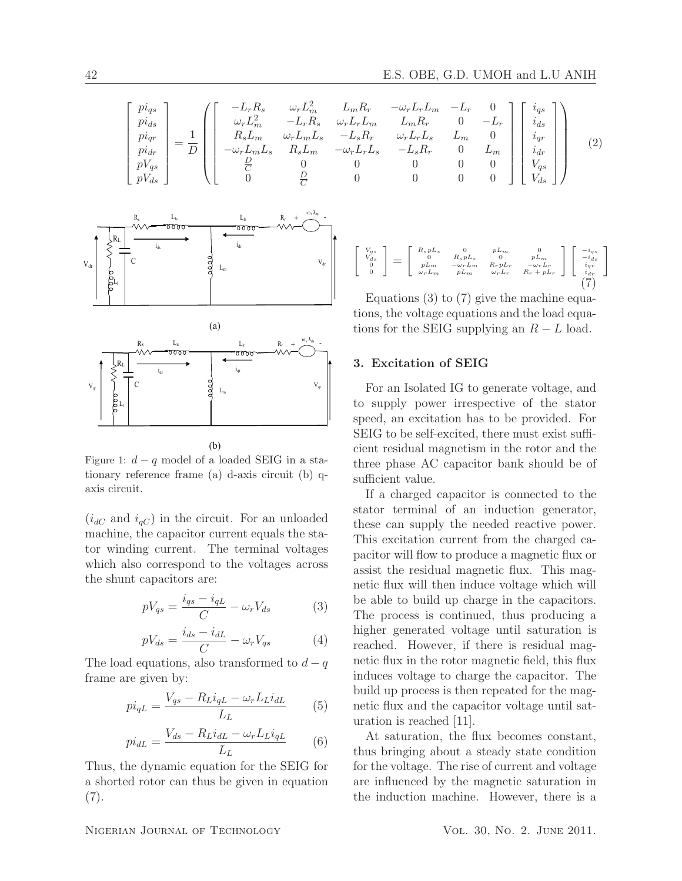$$
\begin{bmatrix} pi_{qs} \\ pi_{ds} \\ pi_{qr} \\ pi_{dr} \\ pV_{qs} \\ pV_{ds} \end{bmatrix} = \frac{1}{D} \left( \begin{bmatrix} -L_r R_s & \omega_r L_m^2 & L_m R_r & -\omega_r L_r L_m & -L_r & 0 \\ \omega_r L_m^2 & -L_r R_s & \omega_r L_r L_m & L_m R_r & 0 & -L_r \\ R_s L_m & \omega_r L_m L_s & -L_s R_r & \omega_r L_r L_s & L_m & 0 \\ -\omega_r L_m L_s & R_s L_m & -\omega_r L_r L_s & -L_s R_r & 0 & L_m \\ \frac{D}{C} & 0 & 0 & 0 & 0 & 0 \\ 0 & \frac{D}{C} & 0 & 0 & 0 & 0 \end{bmatrix} \begin{bmatrix} i_{qs} \\ i_{ds} \\ i_{qr} \\ i_{dr} \\ V_{qs} \\ V_{ds} \end{bmatrix} \right) \tag{2}
$$

Figure 1: $d-q$ model of a loaded SEIG in a stationary reference frame (a) d-axis circuit (b) q-axis circuit.

($i_{dC}$ and $i_{qC}$) in the circuit. For an unloaded machine, the capacitor current equals the stator winding current. The terminal voltages which also correspond to the voltages across the shunt capacitors are:

$$
pV_{qs} = \frac{i_{qs} - i_{qL}}{C} - \omega_r V_{ds} \tag{3}
$$

$$
pV_{ds} = \frac{i_{ds} - i_{dL}}{C} - \omega_r V_{qs} \tag{4}
$$

The load equations, also transformed to $d-q$ frame are given by:

$$
pi_{qL} = \frac{V_{qs} - R_L i_{qL} - \omega_r L_L i_{dL}}{L_L} \tag{5}
$$

$$
pi_{dL} = \frac{V_{ds} - R_L i_{dL} - \omega_r L_L i_{qL}}{L_L} \tag{6}
$$

Thus, the dynamic equation for the SEIG for a shorted rotor can thus be given in equation (7).

$$
\begin{bmatrix} V_{qs} \\ V_{ds} \\ 0 \\ 0 \end{bmatrix} = \begin{bmatrix} R_s pL_s & 0 & pL_m & 0 \\ 0 & R_s pL_s & 0 & pL_m \\ pL_m & -\omega_r L_m & R_r pL_r & -\omega_r L_r \\ \omega_r L_m & pL_m & \omega_r L_r & R_r + pL_r \end{bmatrix} \begin{bmatrix} -i_{qs} \\ -i_{ds} \\ i_{qr} \\ i_{dr} \end{bmatrix} \tag{7}
$$

Equations (3) to (7) give the machine equations, the voltage equations and the load equations for the SEIG supplying an $R-L$ load.

## 3. Excitation of SEIG

For an Isolated IG to generate voltage, and to supply power irrespective of the stator speed, an excitation has to be provided. For SEIG to be self-excited, there must exist sufficient residual magnetism in the rotor and the three phase AC capacitor bank should be of sufficient value.

If a charged capacitor is connected to the stator terminal of an induction generator, these can supply the needed reactive power. This excitation current from the charged capacitor will flow to produce a magnetic flux or assist the residual magnetic flux. This magnetic flux will then induce voltage which will be able to build up charge in the capacitors. The process is continued, thus producing a higher generated voltage until saturation is reached. However, if there is residual magnetic flux in the rotor magnetic field, this flux induces voltage to charge the capacitor. The build up process is then repeated for the magnetic flux and the capacitor voltage until saturation is reached [11].

At saturation, the flux becomes constant, thus bringing about a steady state condition for the voltage. The rise of current and voltage are influenced by the magnetic saturation in the induction machine. However, there is a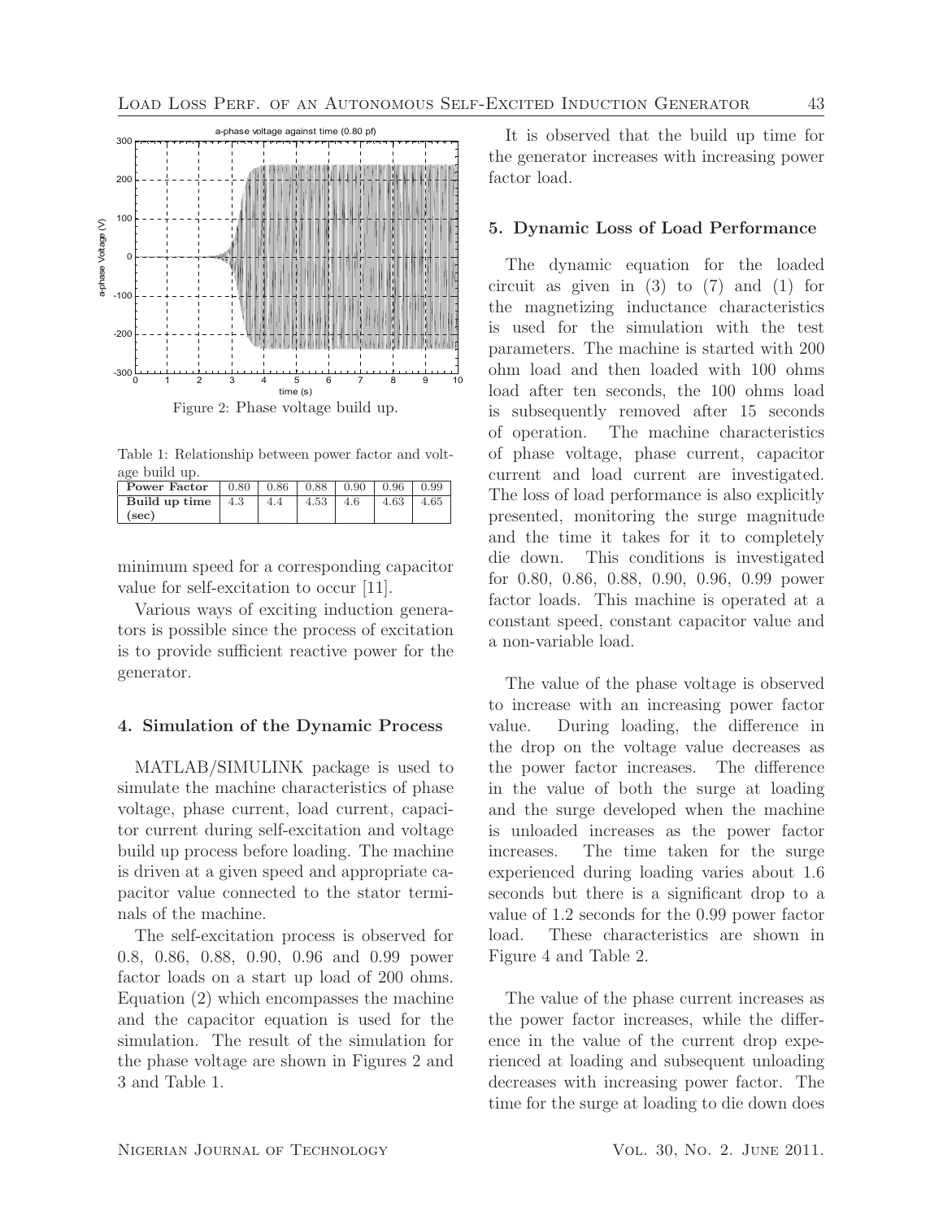Figure 2: Phase voltage build up.

Table 1: Relationship between power factor and voltage build up.

| Power Factor | 0.80 | 0.86 | 0.88 | 0.90 | 0.96 | 0.99 |
|---|---|---|---|---|---|---|
| Build up time (sec) | 4.3 | 4.4 | 4.53 | 4.6 | 4.63 | 4.65 |

minimum speed for a corresponding capacitor value for self-excitation to occur [11].

Various ways of exciting induction generators is possible since the process of excitation is to provide sufficient reactive power for the generator.

## 4. Simulation of the Dynamic Process

MATLAB/SIMULINK package is used to simulate the machine characteristics of phase voltage, phase current, load current, capacitor current during self-excitation and voltage build up process before loading. The machine is driven at a given speed and appropriate capacitor value connected to the stator terminals of the machine.

The self-excitation process is observed for 0.8, 0.86, 0.88, 0.90, 0.96 and 0.99 power factor loads on a start up load of 200 ohms. Equation (2) which encompasses the machine and the capacitor equation is used for the simulation. The result of the simulation for the phase voltage are shown in Figures 2 and 3 and Table 1.

It is observed that the build up time for the generator increases with increasing power factor load.

## 5. Dynamic Loss of Load Performance

The dynamic equation for the loaded circuit as given in (3) to (7) and (1) for the magnetizing inductance characteristics is used for the simulation with the test parameters. The machine is started with 200 ohm load and then loaded with 100 ohms load after ten seconds, the 100 ohms load is subsequently removed after 15 seconds of operation. The machine characteristics of phase voltage, phase current, capacitor current and load current are investigated. The loss of load performance is also explicitly presented, monitoring the surge magnitude and the time it takes for it to completely die down. This conditions is investigated for 0.80, 0.86, 0.88, 0.90, 0.96, 0.99 power factor loads. This machine is operated at a constant speed, constant capacitor value and a non-variable load.

The value of the phase voltage is observed to increase with an increasing power factor value. During loading, the difference in the drop on the voltage value decreases as the power factor increases. The difference in the value of both the surge at loading and the surge developed when the machine is unloaded increases as the power factor increases. The time taken for the surge experienced during loading varies about 1.6 seconds but there is a significant drop to a value of 1.2 seconds for the 0.99 power factor load. These characteristics are shown in Figure 4 and Table 2.

The value of the phase current increases as the power factor increases, while the difference in the value of the current drop experienced at loading and subsequent unloading decreases with increasing power factor. The time for the surge at loading to die down does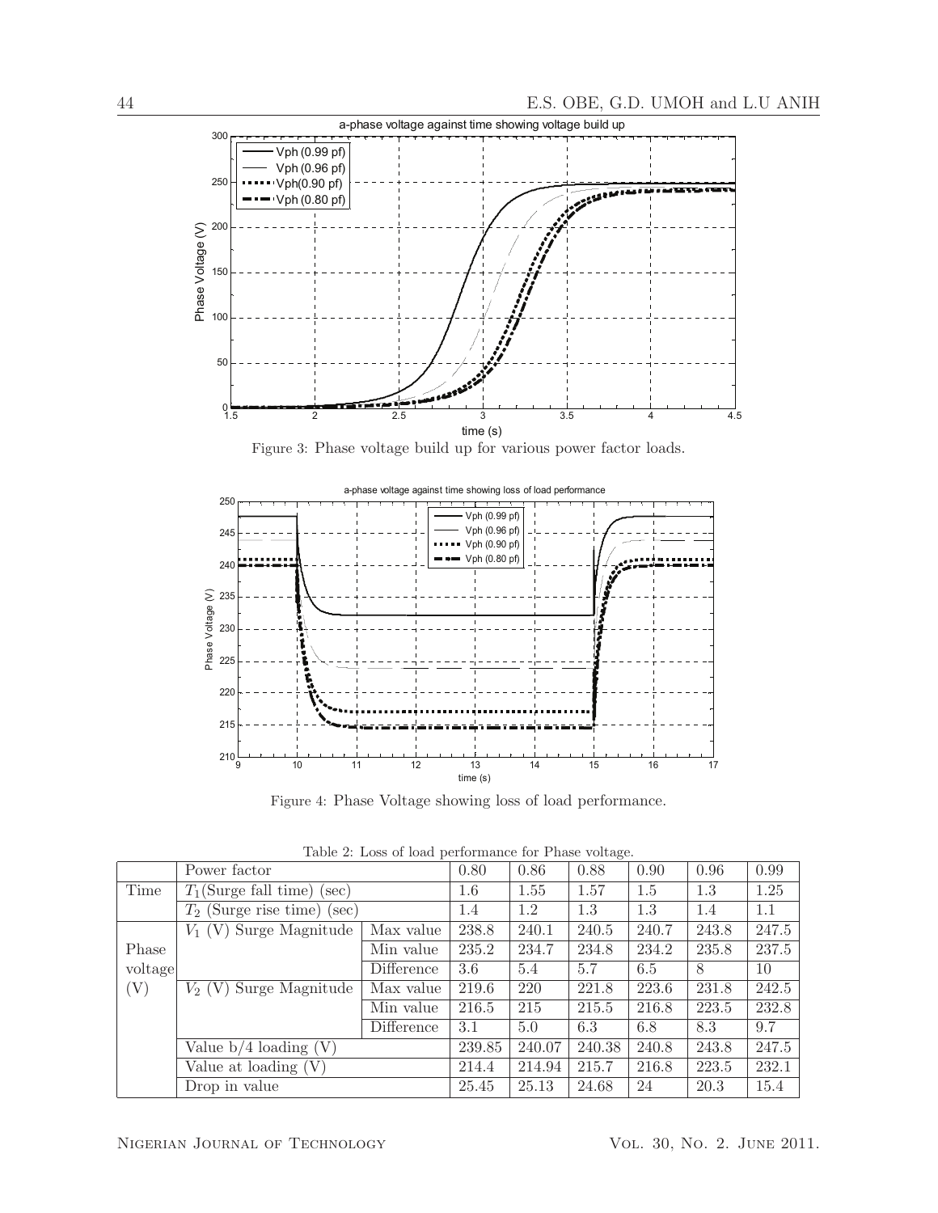Figure 3: Phase voltage build up for various power factor loads.

Figure 4: Phase Voltage showing loss of load performance.

Table 2: Loss of load performance for Phase voltage.

| | Power factor | | 0.80 | 0.86 | 0.88 | 0.90 | 0.96 | 0.99 |
|---|---|---|---|---|---|---|---|---|
| Time | $T_1$(Surge fall time) (sec) | | 1.6 | 1.55 | 1.57 | 1.5 | 1.3 | 1.25 |
| | $T_2$ (Surge rise time) (sec) | | 1.4 | 1.2 | 1.3 | 1.3 | 1.4 | 1.1 |
| Phase voltage (V) | $V_1$ (V) Surge Magnitude | Max value | 238.8 | 240.1 | 240.5 | 240.7 | 243.8 | 247.5 |
| | | Min value | 235.2 | 234.7 | 234.8 | 234.2 | 235.8 | 237.5 |
| | | Difference | 3.6 | 5.4 | 5.7 | 6.5 | 8 | 10 |
| | $V_2$ (V) Surge Magnitude | Max value | 219.6 | 220 | 221.8 | 223.6 | 231.8 | 242.5 |
| | | Min value | 216.5 | 215 | 215.5 | 216.8 | 223.5 | 232.8 |
| | | Difference | 3.1 | 5.0 | 6.3 | 6.8 | 8.3 | 9.7 |
| | Value b/4 loading (V) | | 239.85 | 240.07 | 240.38 | 240.8 | 243.8 | 247.5 |
| | Value at loading (V) | | 214.4 | 214.94 | 215.7 | 216.8 | 223.5 | 232.1 |
| | Drop in value | | 25.45 | 25.13 | 24.68 | 24 | 20.3 | 15.4 |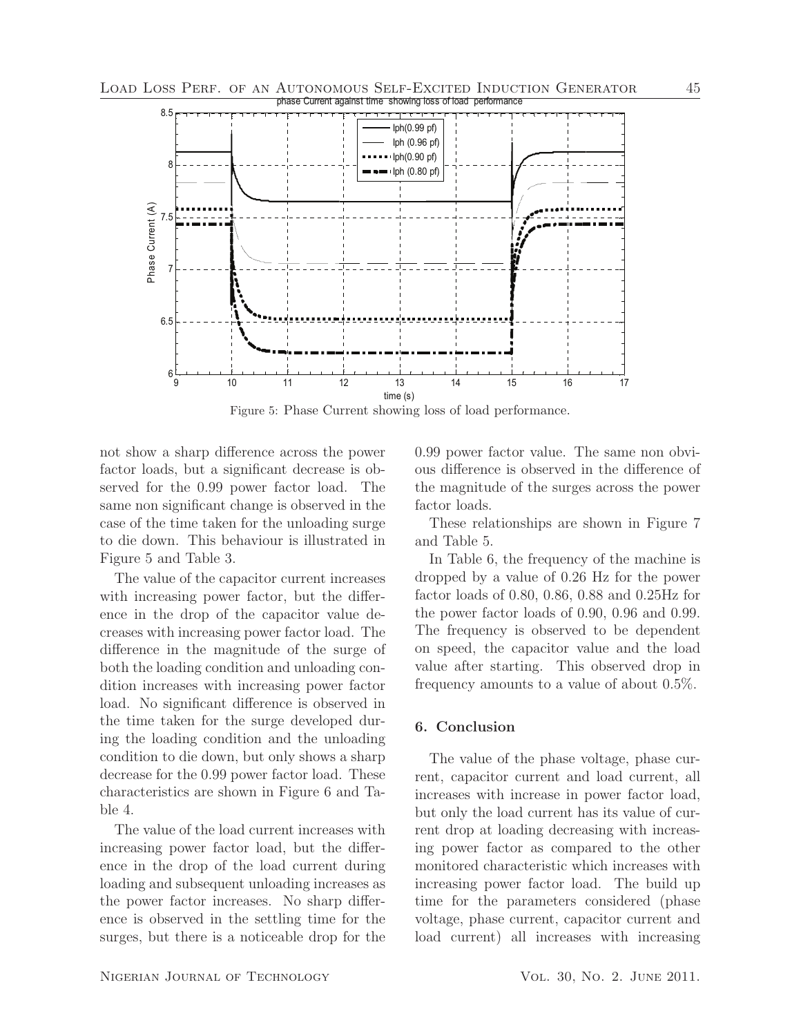Figure 5: Phase Current showing loss of load performance.

not show a sharp difference across the power factor loads, but a significant decrease is observed for the 0.99 power factor load. The same non significant change is observed in the case of the time taken for the unloading surge to die down. This behaviour is illustrated in Figure 5 and Table 3.

The value of the capacitor current increases with increasing power factor, but the difference in the drop of the capacitor value decreases with increasing power factor load. The difference in the magnitude of the surge of both the loading condition and unloading condition increases with increasing power factor load. No significant difference is observed in the time taken for the surge developed during the loading condition and the unloading condition to die down, but only shows a sharp decrease for the 0.99 power factor load. These characteristics are shown in Figure 6 and Table 4.

The value of the load current increases with increasing power factor load, but the difference in the drop of the load current during loading and subsequent unloading increases as the power factor increases. No sharp difference is observed in the settling time for the surges, but there is a noticeable drop for the 0.99 power factor value. The same non obvious difference is observed in the difference of the magnitude of the surges across the power factor loads.

These relationships are shown in Figure 7 and Table 5.

In Table 6, the frequency of the machine is dropped by a value of 0.26 Hz for the power factor loads of 0.80, 0.86, 0.88 and 0.25Hz for the power factor loads of 0.90, 0.96 and 0.99. The frequency is observed to be dependent on speed, the capacitor value and the load value after starting. This observed drop in frequency amounts to a value of about 0.5%.

## 6. Conclusion

The value of the phase voltage, phase current, capacitor current and load current, all increases with increase in power factor load, but only the load current has its value of current drop at loading decreasing with increasing power factor as compared to the other monitored characteristic which increases with increasing power factor load. The build up time for the parameters considered (phase voltage, phase current, capacitor current and load current) all increases with increasing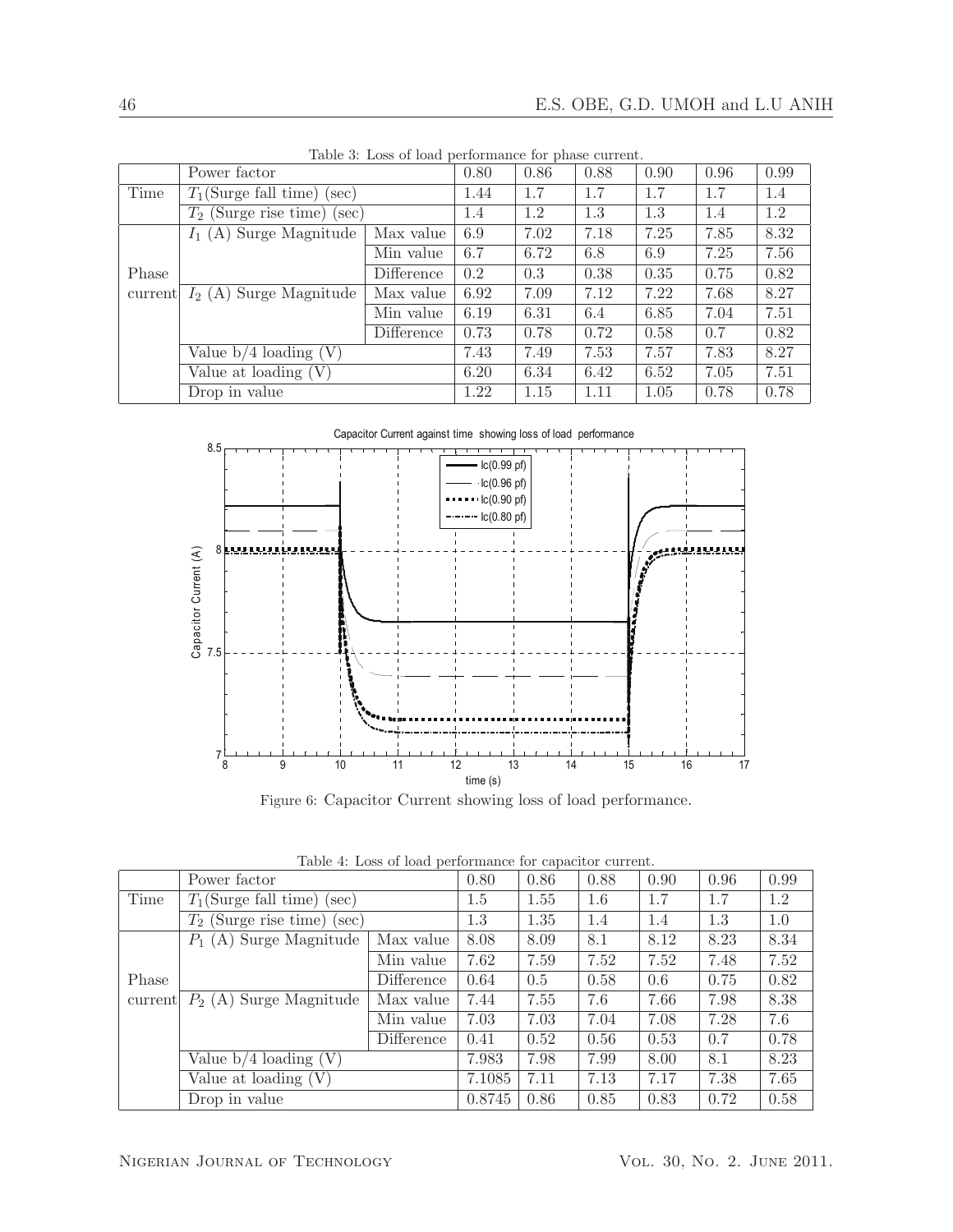Table 3: Loss of load performance for phase current.

| | Power factor | | 0.80 | 0.86 | 0.88 | 0.90 | 0.96 | 0.99 |
|---|---|---|---|---|---|---|---|---|
| Time | $T_1$(Surge fall time) (sec) | | 1.44 | 1.7 | 1.7 | 1.7 | 1.7 | 1.4 |
| | $T_2$ (Surge rise time) (sec) | | 1.4 | 1.2 | 1.3 | 1.3 | 1.4 | 1.2 |
| Phase current | $I_1$ (A) Surge Magnitude | Max value | 6.9 | 7.02 | 7.18 | 7.25 | 7.85 | 8.32 |
| | | Min value | 6.7 | 6.72 | 6.8 | 6.9 | 7.25 | 7.56 |
| | | Difference | 0.2 | 0.3 | 0.38 | 0.35 | 0.75 | 0.82 |
| | $I_2$ (A) Surge Magnitude | Max value | 6.92 | 7.09 | 7.12 | 7.22 | 7.68 | 8.27 |
| | | Min value | 6.19 | 6.31 | 6.4 | 6.85 | 7.04 | 7.51 |
| | | Difference | 0.73 | 0.78 | 0.72 | 0.58 | 0.7 | 0.82 |
| | Value b/4 loading (V) | | 7.43 | 7.49 | 7.53 | 7.57 | 7.83 | 8.27 |
| | Value at loading (V) | | 6.20 | 6.34 | 6.42 | 6.52 | 7.05 | 7.51 |
| | Drop in value | | 1.22 | 1.15 | 1.11 | 1.05 | 0.78 | 0.78 |

Figure 6: Capacitor Current showing loss of load performance.

Table 4: Loss of load performance for capacitor current.

| | Power factor | | 0.80 | 0.86 | 0.88 | 0.90 | 0.96 | 0.99 |
|---|---|---|---|---|---|---|---|---|
| Time | $T_1$(Surge fall time) (sec) | | 1.5 | 1.55 | 1.6 | 1.7 | 1.7 | 1.2 |
| | $T_2$ (Surge rise time) (sec) | | 1.3 | 1.35 | 1.4 | 1.4 | 1.3 | 1.0 |
| Phase current | $P_1$ (A) Surge Magnitude | Max value | 8.08 | 8.09 | 8.1 | 8.12 | 8.23 | 8.34 |
| | | Min value | 7.62 | 7.59 | 7.52 | 7.52 | 7.48 | 7.52 |
| | | Difference | 0.64 | 0.5 | 0.58 | 0.6 | 0.75 | 0.82 |
| | $P_2$ (A) Surge Magnitude | Max value | 7.44 | 7.55 | 7.6 | 7.66 | 7.98 | 8.38 |
| | | Min value | 7.03 | 7.03 | 7.04 | 7.08 | 7.28 | 7.6 |
| | | Difference | 0.41 | 0.52 | 0.56 | 0.53 | 0.7 | 0.78 |
| | Value b/4 loading (V) | | 7.983 | 7.98 | 7.99 | 8.00 | 8.1 | 8.23 |
| | Value at loading (V) | | 7.1085 | 7.11 | 7.13 | 7.17 | 7.38 | 7.65 |
| | Drop in value | | 0.8745 | 0.86 | 0.85 | 0.83 | 0.72 | 0.58 |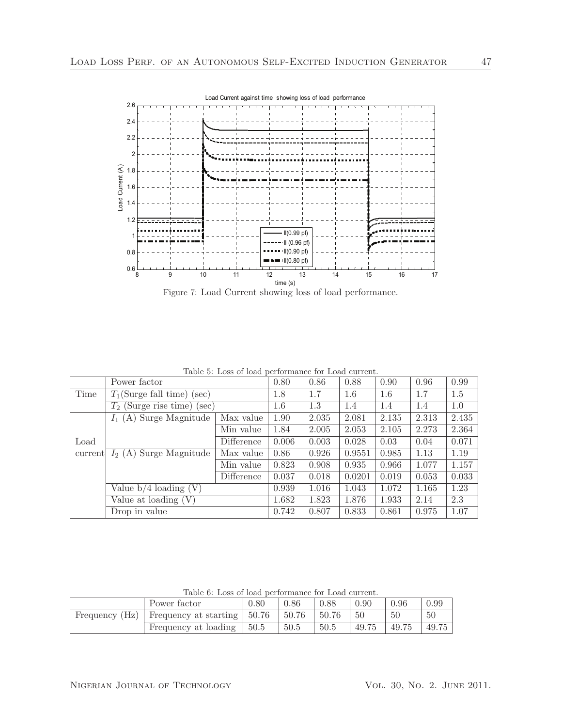Figure 7: Load Current showing loss of load performance.

Table 5: Loss of load performance for Load current.

| | Power factor | | 0.80 | 0.86 | 0.88 | 0.90 | 0.96 | 0.99 |
|---|---|---|---|---|---|---|---|---|
| Time | $T_1$(Surge fall time) (sec) | | 1.8 | 1.7 | 1.6 | 1.6 | 1.7 | 1.5 |
| | $T_2$ (Surge rise time) (sec) | | 1.6 | 1.3 | 1.4 | 1.4 | 1.4 | 1.0 |
| Load current | $I_1$ (A) Surge Magnitude | Max value | 1.90 | 2.035 | 2.081 | 2.135 | 2.313 | 2.435 |
| | | Min value | 1.84 | 2.005 | 2.053 | 2.105 | 2.273 | 2.364 |
| | | Difference | 0.006 | 0.003 | 0.028 | 0.03 | 0.04 | 0.071 |
| | $I_2$ (A) Surge Magnitude | Max value | 0.86 | 0.926 | 0.9551 | 0.985 | 1.13 | 1.19 |
| | | Min value | 0.823 | 0.908 | 0.935 | 0.966 | 1.077 | 1.157 |
| | | Difference | 0.037 | 0.018 | 0.0201 | 0.019 | 0.053 | 0.033 |
| | Value b/4 loading (V) | | 0.939 | 1.016 | 1.043 | 1.072 | 1.165 | 1.23 |
| | Value at loading (V) | | 1.682 | 1.823 | 1.876 | 1.933 | 2.14 | 2.3 |
| | Drop in value | | 0.742 | 0.807 | 0.833 | 0.861 | 0.975 | 1.07 |

Table 6: Loss of load performance for Load current.

| | Power factor | 0.80 | 0.86 | 0.88 | 0.90 | 0.96 | 0.99 |
|---|---|---|---|---|---|---|---|
| Frequency (Hz) | Frequency at starting | 50.76 | 50.76 | 50.76 | 50 | 50 | 50 |
| | Frequency at loading | 50.5 | 50.5 | 50.5 | 49.75 | 49.75 | 49.75 |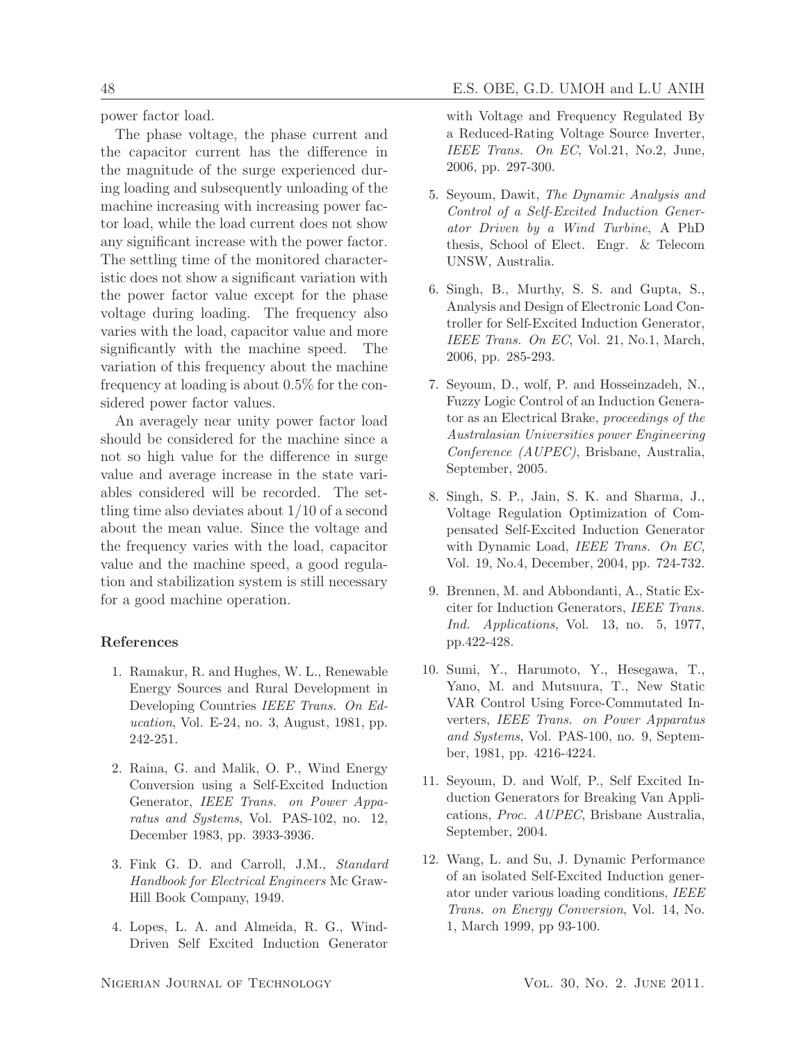power factor load.

The phase voltage, the phase current and the capacitor current has the difference in the magnitude of the surge experienced during loading and subsequently unloading of the machine increasing with increasing power factor load, while the load current does not show any significant increase with the power factor. The settling time of the monitored characteristic does not show a significant variation with the power factor value except for the phase voltage during loading. The frequency also varies with the load, capacitor value and more significantly with the machine speed. The variation of this frequency about the machine frequency at loading is about 0.5% for the considered power factor values.

An averagely near unity power factor load should be considered for the machine since a not so high value for the difference in surge value and average increase in the state variables considered will be recorded. The settling time also deviates about 1/10 of a second about the mean value. Since the voltage and the frequency varies with the load, capacitor value and the machine speed, a good regulation and stabilization system is still necessary for a good machine operation.

### References

1. Ramakur, R. and Hughes, W. L., Renewable Energy Sources and Rural Development in Developing Countries *IEEE Trans. On Education*, Vol. E-24, no. 3, August, 1981, pp. 242-251.

2. Raina, G. and Malik, O. P., Wind Energy Conversion using a Self-Excited Induction Generator, *IEEE Trans. on Power Apparatus and Systems*, Vol. PAS-102, no. 12, December 1983, pp. 3933-3936.

3. Fink G. D. and Carroll, J.M., *Standard Handbook for Electrical Engineers* Mc Graw-Hill Book Company, 1949.

4. Lopes, L. A. and Almeida, R. G., Wind-Driven Self Excited Induction Generator with Voltage and Frequency Regulated By a Reduced-Rating Voltage Source Inverter, *IEEE Trans. On EC*, Vol.21, No.2, June, 2006, pp. 297-300.

5. Seyoum, Dawit, *The Dynamic Analysis and Control of a Self-Excited Induction Generator Driven by a Wind Turbine*, A PhD thesis, School of Elect. Engr. & Telecom UNSW, Australia.

6. Singh, B., Murthy, S. S. and Gupta, S., Analysis and Design of Electronic Load Controller for Self-Excited Induction Generator, *IEEE Trans. On EC*, Vol. 21, No.1, March, 2006, pp. 285-293.

7. Seyoum, D., wolf, P. and Hosseinzadeh, N., Fuzzy Logic Control of an Induction Generator as an Electrical Brake, *proceedings of the Australasian Universities power Engineering Conference (AUPEC)*, Brisbane, Australia, September, 2005.

8. Singh, S. P., Jain, S. K. and Sharma, J., Voltage Regulation Optimization of Compensated Self-Excited Induction Generator with Dynamic Load, *IEEE Trans. On EC*, Vol. 19, No.4, December, 2004, pp. 724-732.

9. Brennen, M. and Abbondanti, A., Static Exciter for Induction Generators, *IEEE Trans. Ind. Applications*, Vol. 13, no. 5, 1977, pp.422-428.

10. Sumi, Y., Harumoto, Y., Hesegawa, T., Yano, M. and Mutsuura, T., New Static VAR Control Using Force-Commutated Inverters, *IEEE Trans. on Power Apparatus and Systems*, Vol. PAS-100, no. 9, September, 1981, pp. 4216-4224.

11. Seyoum, D. and Wolf, P., Self Excited Induction Generators for Breaking Van Applications, *Proc. AUPEC*, Brisbane Australia, September, 2004.

12. Wang, L. and Su, J. Dynamic Performance of an isolated Self-Excited Induction generator under various loading conditions, *IEEE Trans. on Energy Conversion*, Vol. 14, No. 1, March 1999, pp 93-100.